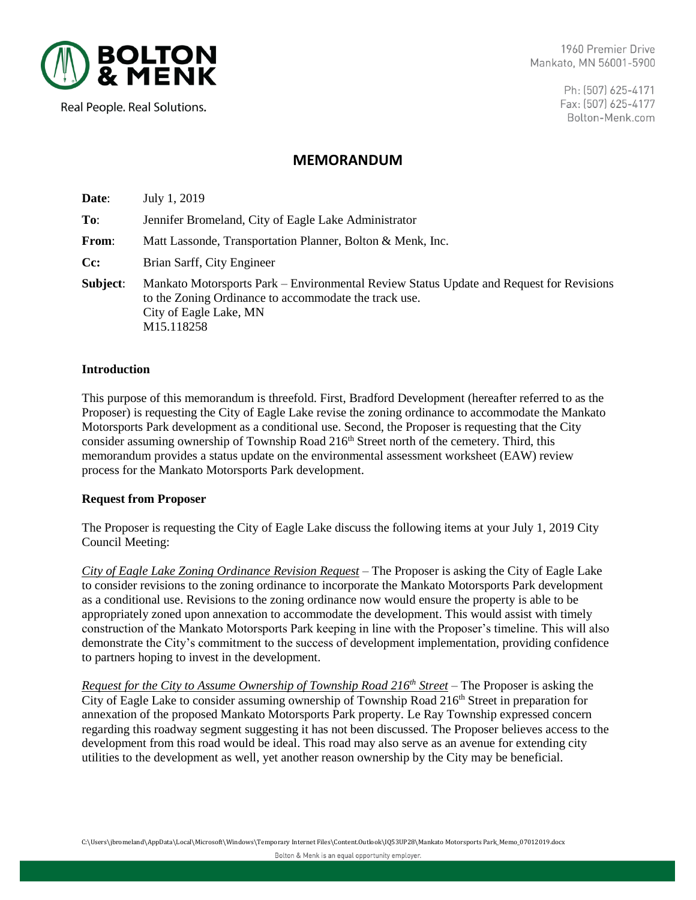**BOLTON & MENK**

Real People. Real Solutions.

1960 Premier Drive
Mankato, MN 56001-5900

Ph: (507) 625-4171
Fax: (507) 625-4177
Bolton-Menk.com

# MEMORANDUM

**Date**: July 1, 2019

**To**: Jennifer Bromeland, City of Eagle Lake Administrator

**From**: Matt Lassonde, Transportation Planner, Bolton & Menk, Inc.

**Cc:** Brian Sarff, City Engineer

**Subject**: Mankato Motorsports Park – Environmental Review Status Update and Request for Revisions to the Zoning Ordinance to accommodate the track use.
City of Eagle Lake, MN
M15.118258

### Introduction

This purpose of this memorandum is threefold. First, Bradford Development (hereafter referred to as the Proposer) is requesting the City of Eagle Lake revise the zoning ordinance to accommodate the Mankato Motorsports Park development as a conditional use. Second, the Proposer is requesting that the City consider assuming ownership of Township Road 216th Street north of the cemetery. Third, this memorandum provides a status update on the environmental assessment worksheet (EAW) review process for the Mankato Motorsports Park development.

### Request from Proposer

The Proposer is requesting the City of Eagle Lake discuss the following items at your July 1, 2019 City Council Meeting:

*City of Eagle Lake Zoning Ordinance Revision Request* – The Proposer is asking the City of Eagle Lake to consider revisions to the zoning ordinance to incorporate the Mankato Motorsports Park development as a conditional use. Revisions to the zoning ordinance now would ensure the property is able to be appropriately zoned upon annexation to accommodate the development. This would assist with timely construction of the Mankato Motorsports Park keeping in line with the Proposer's timeline. This will also demonstrate the City's commitment to the success of development implementation, providing confidence to partners hoping to invest in the development.

*Request for the City to Assume Ownership of Township Road 216th Street* – The Proposer is asking the City of Eagle Lake to consider assuming ownership of Township Road 216th Street in preparation for annexation of the proposed Mankato Motorsports Park property. Le Ray Township expressed concern regarding this roadway segment suggesting it has not been discussed. The Proposer believes access to the development from this road would be ideal. This road may also serve as an avenue for extending city utilities to the development as well, yet another reason ownership by the City may be beneficial.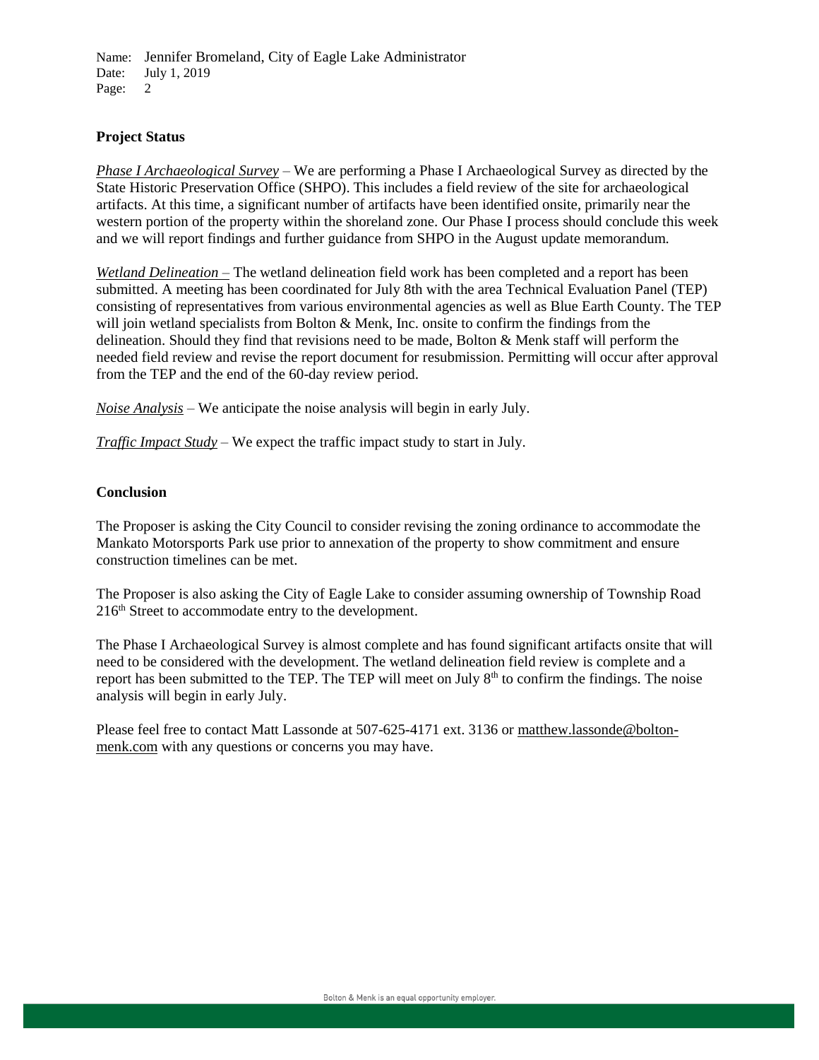Name: Jennifer Bromeland, City of Eagle Lake Administrator
Date: July 1, 2019

## Project Status

*Phase I Archaeological Survey* – We are performing a Phase I Archaeological Survey as directed by the State Historic Preservation Office (SHPO). This includes a field review of the site for archaeological artifacts. At this time, a significant number of artifacts have been identified onsite, primarily near the western portion of the property within the shoreland zone. Our Phase I process should conclude this week and we will report findings and further guidance from SHPO in the August update memorandum.

*Wetland Delineation* – The wetland delineation field work has been completed and a report has been submitted. A meeting has been coordinated for July 8th with the area Technical Evaluation Panel (TEP) consisting of representatives from various environmental agencies as well as Blue Earth County. The TEP will join wetland specialists from Bolton & Menk, Inc. onsite to confirm the findings from the delineation. Should they find that revisions need to be made, Bolton & Menk staff will perform the needed field review and revise the report document for resubmission. Permitting will occur after approval from the TEP and the end of the 60-day review period.

*Noise Analysis* – We anticipate the noise analysis will begin in early July.

*Traffic Impact Study* – We expect the traffic impact study to start in July.

## Conclusion

The Proposer is asking the City Council to consider revising the zoning ordinance to accommodate the Mankato Motorsports Park use prior to annexation of the property to show commitment and ensure construction timelines can be met.

The Proposer is also asking the City of Eagle Lake to consider assuming ownership of Township Road 216th Street to accommodate entry to the development.

The Phase I Archaeological Survey is almost complete and has found significant artifacts onsite that will need to be considered with the development. The wetland delineation field review is complete and a report has been submitted to the TEP. The TEP will meet on July 8th to confirm the findings. The noise analysis will begin in early July.

Please feel free to contact Matt Lassonde at 507-625-4171 ext. 3136 or matthew.lassonde@bolton-menk.com with any questions or concerns you may have.

Bolton & Menk is an equal opportunity employer.